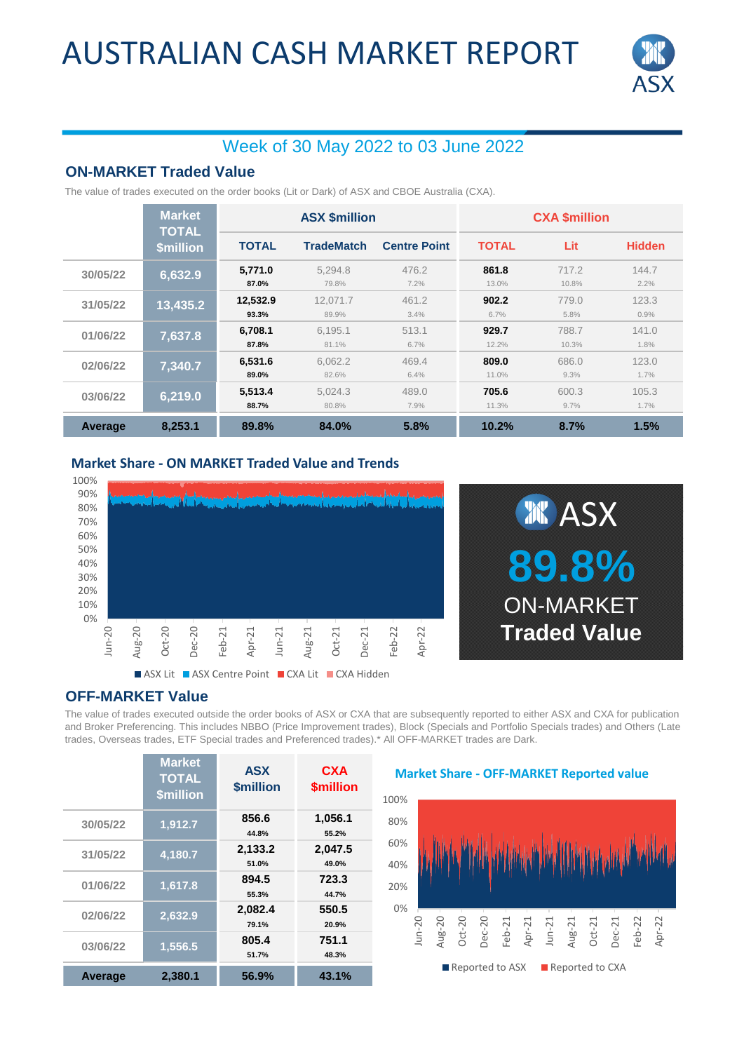# AUSTRALIAN CASH MARKET REPORT

## Week of 30 May 2022 to 03 June 2022

### ON-MARKET Traded Value

The value of trades executed on the order books (Lit or Dark) of ASX and CBOE Australia (CXA).

| | Market TOTAL $million | ASX $million | | | CXA $million | | |
|---|---|---|---|---|---|---|---|
| | | TOTAL | TradeMatch | Centre Point | TOTAL | Lit | Hidden |
| 30/05/22 | 6,632.9 | 5,771.0<br>87.0% | 5,294.8<br>79.8% | 476.2<br>7.2% | 861.8<br>13.0% | 717.2<br>10.8% | 144.7<br>2.2% |
| 31/05/22 | 13,435.2 | 12,532.9<br>93.3% | 12,071.7<br>89.9% | 461.2<br>3.4% | 902.2<br>6.7% | 779.0<br>5.8% | 123.3<br>0.9% |
| 01/06/22 | 7,637.8 | 6,708.1<br>87.8% | 6,195.1<br>81.1% | 513.1<br>6.7% | 929.7<br>12.2% | 788.7<br>10.3% | 141.0<br>1.8% |
| 02/06/22 | 7,340.7 | 6,531.6<br>89.0% | 6,062.2<br>82.6% | 469.4<br>6.4% | 809.0<br>11.0% | 686.0<br>9.3% | 123.0<br>1.7% |
| 03/06/22 | 6,219.0 | 5,513.4<br>88.7% | 5,024.3<br>80.8% | 489.0<br>7.9% | 705.6<br>11.3% | 600.3<br>9.7% | 105.3<br>1.7% |
| **Average** | **8,253.1** | **89.8%** | **84.0%** | **5.8%** | **10.2%** | **8.7%** | **1.5%** |

### Market Share - ON MARKET Traded Value and Trends

ASX Lit | ASX Centre Point | CXA Lit | CXA Hidden

ASX **89.8%** ON-MARKET **Traded Value**

### OFF-MARKET Value

The value of trades executed outside the order books of ASX or CXA that are subsequently reported to either ASX and CXA for publication and Broker Preferencing. This includes NBBO (Price Improvement trades), Block (Specials and Portfolio Specials trades) and Others (Late trades, Overseas trades, ETF Special trades and Preferenced trades).* All OFF-MARKET trades are Dark.

| | Market TOTAL $million | ASX $million | CXA $million |
|---|---|---|---|
| 30/05/22 | 1,912.7 | 856.6<br>44.8% | 1,056.1<br>55.2% |
| 31/05/22 | 4,180.7 | 2,133.2<br>51.0% | 2,047.5<br>49.0% |
| 01/06/22 | 1,617.8 | 894.5<br>55.3% | 723.3<br>44.7% |
| 02/06/22 | 2,632.9 | 2,082.4<br>79.1% | 550.5<br>20.9% |
| 03/06/22 | 1,556.5 | 805.4<br>51.7% | 751.1<br>48.3% |
| **Average** | **2,380.1** | **56.9%** | **43.1%** |

### Market Share - OFF-MARKET Reported value

Reported to ASX | Reported to CXA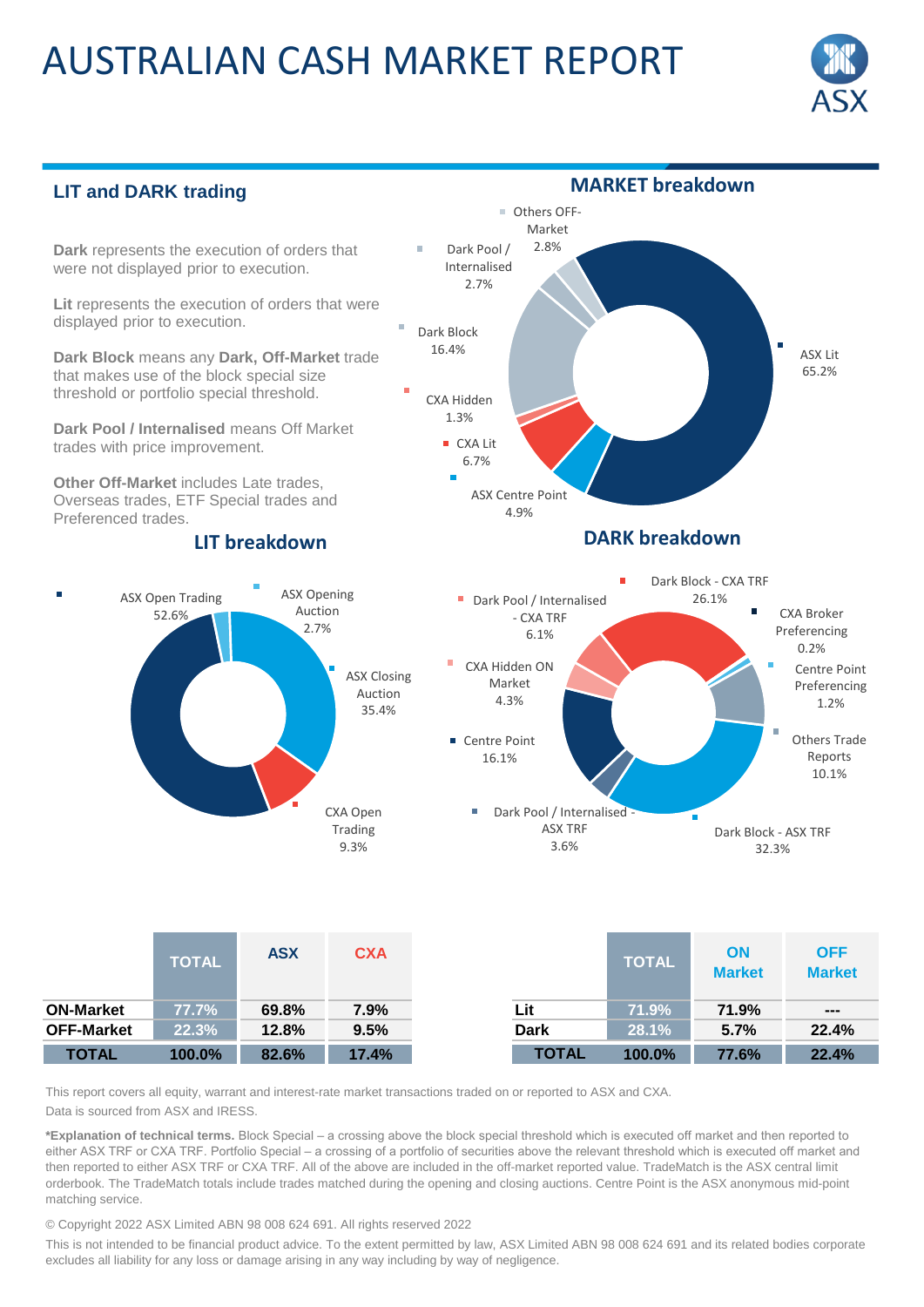# AUSTRALIAN CASH MARKET REPORT

## LIT and DARK trading

**Dark** represents the execution of orders that were not displayed prior to execution.

**Lit** represents the execution of orders that were displayed prior to execution.

**Dark Block** means any **Dark, Off-Market** trade that makes use of the block special size threshold or portfolio special threshold.

**Dark Pool / Internalised** means Off Market trades with price improvement.

**Other Off-Market** includes Late trades, Overseas trades, ETF Special trades and Preferenced trades.

## MARKET breakdown

Others OFF-Market 2.8%
Dark Pool / Internalised 2.7%
Dark Block 16.4%
CXA Hidden 1.3%
CXA Lit 6.7%
ASX Centre Point 4.9%
ASX Lit 65.2%

## LIT breakdown

ASX Open Trading 52.6%
ASX Opening Auction 2.7%
ASX Closing Auction 35.4%
CXA Open Trading 9.3%

## DARK breakdown

Dark Block - CXA TRF 26.1%
Dark Pool / Internalised - CXA TRF 6.1%
CXA Hidden ON Market 4.3%
Centre Point 16.1%
Dark Pool / Internalised - ASX TRF 3.6%
Dark Block - ASX TRF 32.3%
Others Trade Reports 10.1%
Centre Point Preferencing 1.2%
CXA Broker Preferencing 0.2%

| | TOTAL | ASX | CXA |
|---|---|---|---|
| ON-Market | 77.7% | 69.8% | 7.9% |
| OFF-Market | 22.3% | 12.8% | 9.5% |
| TOTAL | 100.0% | 82.6% | 17.4% |

| | TOTAL | ON Market | OFF Market |
|---|---|---|---|
| Lit | 71.9% | 71.9% | --- |
| Dark | 28.1% | 5.7% | 22.4% |
| TOTAL | 100.0% | 77.6% | 22.4% |

This report covers all equity, warrant and interest-rate market transactions traded on or reported to ASX and CXA.
Data is sourced from ASX and IRESS.

***Explanation of technical terms.** Block Special – a crossing above the block special threshold which is executed off market and then reported to either ASX TRF or CXA TRF. Portfolio Special – a crossing of a portfolio of securities above the relevant threshold which is executed off market and then reported to either ASX TRF or CXA TRF. All of the above are included in the off-market reported value. TradeMatch is the ASX central limit orderbook. The TradeMatch totals include trades matched during the opening and closing auctions. Centre Point is the ASX anonymous mid-point matching service.

© Copyright 2022 ASX Limited ABN 98 008 624 691. All rights reserved 2022

This is not intended to be financial product advice. To the extent permitted by law, ASX Limited ABN 98 008 624 691 and its related bodies corporate excludes all liability for any loss or damage arising in any way including by way of negligence.